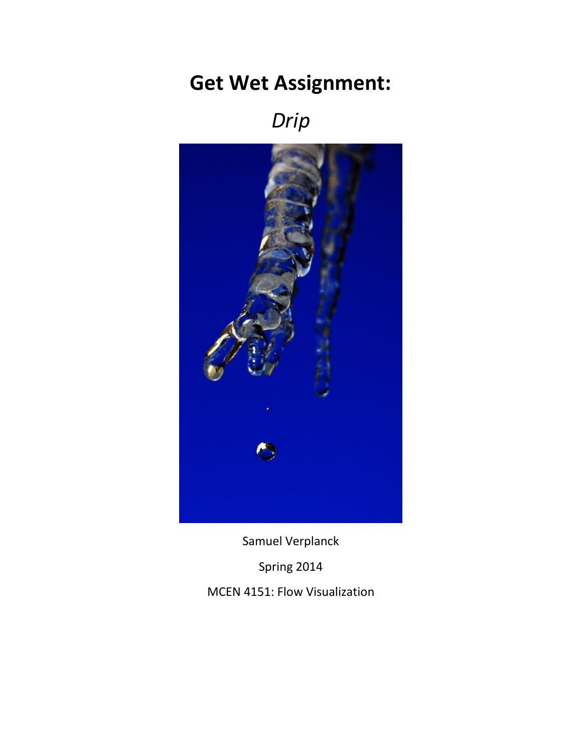# Get Wet Assignment:

*Drip*

Samuel Verplanck

Spring 2014

MCEN 4151: Flow Visualization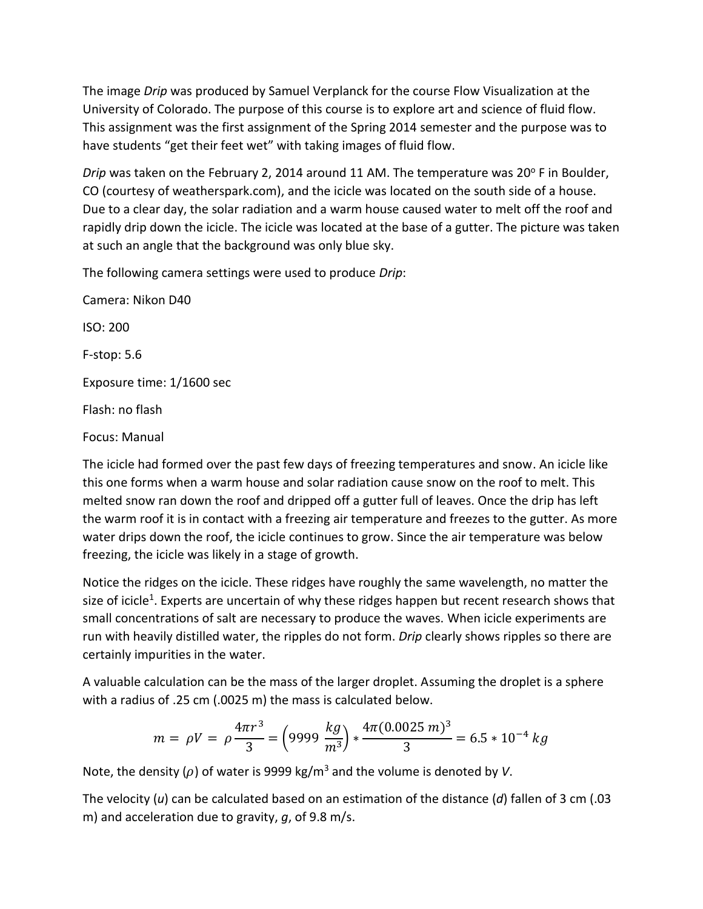The image *Drip* was produced by Samuel Verplanck for the course Flow Visualization at the University of Colorado. The purpose of this course is to explore art and science of fluid flow. This assignment was the first assignment of the Spring 2014 semester and the purpose was to have students "get their feet wet" with taking images of fluid flow.

*Drip* was taken on the February 2, 2014 around 11 AM. The temperature was 20° F in Boulder, CO (courtesy of weatherspark.com), and the icicle was located on the south side of a house. Due to a clear day, the solar radiation and a warm house caused water to melt off the roof and rapidly drip down the icicle. The icicle was located at the base of a gutter. The picture was taken at such an angle that the background was only blue sky.

The following camera settings were used to produce *Drip*:

Camera: Nikon D40

ISO: 200

F-stop: 5.6

Exposure time: 1/1600 sec

Flash: no flash

Focus: Manual

The icicle had formed over the past few days of freezing temperatures and snow. An icicle like this one forms when a warm house and solar radiation cause snow on the roof to melt. This melted snow ran down the roof and dripped off a gutter full of leaves. Once the drip has left the warm roof it is in contact with a freezing air temperature and freezes to the gutter. As more water drips down the roof, the icicle continues to grow. Since the air temperature was below freezing, the icicle was likely in a stage of growth.

Notice the ridges on the icicle. These ridges have roughly the same wavelength, no matter the size of icicle[1]. Experts are uncertain of why these ridges happen but recent research shows that small concentrations of salt are necessary to produce the waves. When icicle experiments are run with heavily distilled water, the ripples do not form. *Drip* clearly shows ripples so there are certainly impurities in the water.

A valuable calculation can be the mass of the larger droplet. Assuming the droplet is a sphere with a radius of .25 cm (.0025 m) the mass is calculated below.

$$m = \rho V = \rho \frac{4\pi r^3}{3} = \left(9999 \ \frac{kg}{m^3}\right) * \frac{4\pi (0.0025 \ m)^3}{3} = 6.5 * 10^{-4} \ kg$$

Note, the density ($\rho$) of water is 9999 kg/m$^3$ and the volume is denoted by $V$.

The velocity ($u$) can be calculated based on an estimation of the distance ($d$) fallen of 3 cm (.03 m) and acceleration due to gravity, $g$, of 9.8 m/s.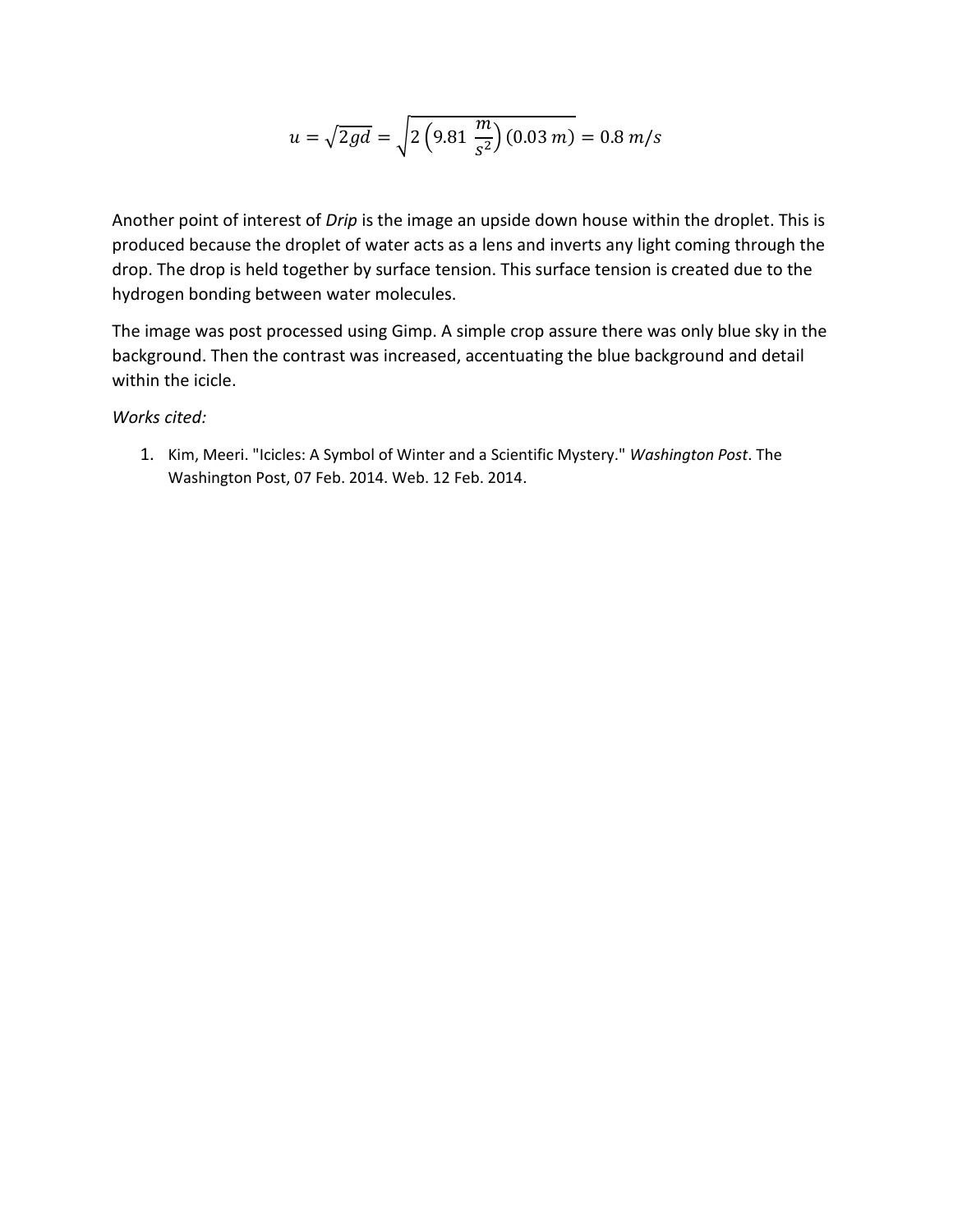$$u = \sqrt{2gd} = \sqrt{2\left(9.81\ \frac{m}{s^2}\right)(0.03\ m)} = 0.8\ m/s$$

Another point of interest of *Drip* is the image an upside down house within the droplet. This is produced because the droplet of water acts as a lens and inverts any light coming through the drop. The drop is held together by surface tension. This surface tension is created due to the hydrogen bonding between water molecules.

The image was post processed using Gimp. A simple crop assure there was only blue sky in the background. Then the contrast was increased, accentuating the blue background and detail within the icicle.

*Works cited:*

1. Kim, Meeri. "Icicles: A Symbol of Winter and a Scientific Mystery." *Washington Post*. The Washington Post, 07 Feb. 2014. Web. 12 Feb. 2014.